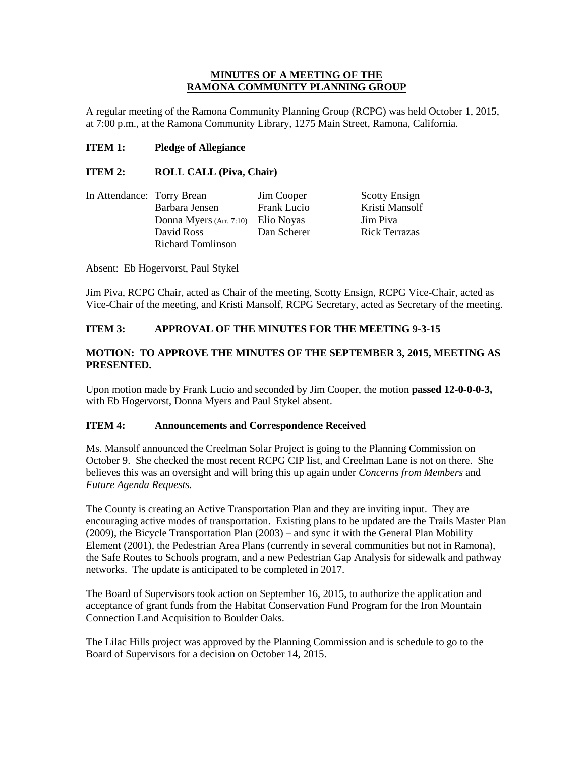# MINUTES OF A MEETING OF THE RAMONA COMMUNITY PLANNING GROUP

A regular meeting of the Ramona Community Planning Group (RCPG) was held October 1, 2015, at 7:00 p.m., at the Ramona Community Library, 1275 Main Street, Ramona, California.

**ITEM 1: Pledge of Allegiance**

**ITEM 2: ROLL CALL (Piva, Chair)**

In Attendance:

| | | |
|---|---|---|
| Torry Brean | Jim Cooper | Scotty Ensign |
| Barbara Jensen | Frank Lucio | Kristi Mansolf |
| Donna Myers (Arr. 7:10) | Elio Noyas | Jim Piva |
| David Ross | Dan Scherer | Rick Terrazas |
| Richard Tomlinson | | |

Absent: Eb Hogervorst, Paul Stykel

Jim Piva, RCPG Chair, acted as Chair of the meeting, Scotty Ensign, RCPG Vice-Chair, acted as Vice-Chair of the meeting, and Kristi Mansolf, RCPG Secretary, acted as Secretary of the meeting.

**ITEM 3: APPROVAL OF THE MINUTES FOR THE MEETING 9-3-15**

**MOTION: TO APPROVE THE MINUTES OF THE SEPTEMBER 3, 2015, MEETING AS PRESENTED.**

Upon motion made by Frank Lucio and seconded by Jim Cooper, the motion **passed 12-0-0-0-3,** with Eb Hogervorst, Donna Myers and Paul Stykel absent.

**ITEM 4: Announcements and Correspondence Received**

Ms. Mansolf announced the Creelman Solar Project is going to the Planning Commission on October 9. She checked the most recent RCPG CIP list, and Creelman Lane is not on there. She believes this was an oversight and will bring this up again under *Concerns from Members* and *Future Agenda Requests*.

The County is creating an Active Transportation Plan and they are inviting input. They are encouraging active modes of transportation. Existing plans to be updated are the Trails Master Plan (2009), the Bicycle Transportation Plan (2003) – and sync it with the General Plan Mobility Element (2001), the Pedestrian Area Plans (currently in several communities but not in Ramona), the Safe Routes to Schools program, and a new Pedestrian Gap Analysis for sidewalk and pathway networks. The update is anticipated to be completed in 2017.

The Board of Supervisors took action on September 16, 2015, to authorize the application and acceptance of grant funds from the Habitat Conservation Fund Program for the Iron Mountain Connection Land Acquisition to Boulder Oaks.

The Lilac Hills project was approved by the Planning Commission and is schedule to go to the Board of Supervisors for a decision on October 14, 2015.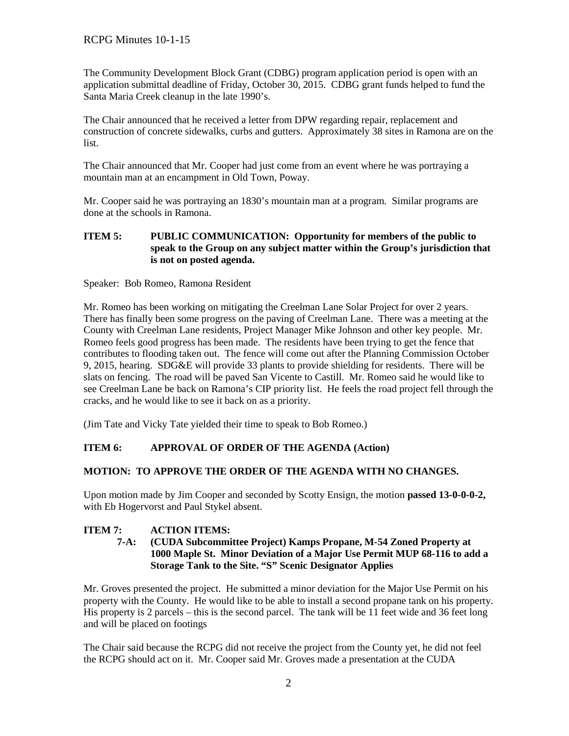The Community Development Block Grant (CDBG) program application period is open with an application submittal deadline of Friday, October 30, 2015. CDBG grant funds helped to fund the Santa Maria Creek cleanup in the late 1990's.

The Chair announced that he received a letter from DPW regarding repair, replacement and construction of concrete sidewalks, curbs and gutters. Approximately 38 sites in Ramona are on the list.

The Chair announced that Mr. Cooper had just come from an event where he was portraying a mountain man at an encampment in Old Town, Poway.

Mr. Cooper said he was portraying an 1830's mountain man at a program. Similar programs are done at the schools in Ramona.

**ITEM 5: PUBLIC COMMUNICATION: Opportunity for members of the public to speak to the Group on any subject matter within the Group's jurisdiction that is not on posted agenda.**

Speaker: Bob Romeo, Ramona Resident

Mr. Romeo has been working on mitigating the Creelman Lane Solar Project for over 2 years. There has finally been some progress on the paving of Creelman Lane. There was a meeting at the County with Creelman Lane residents, Project Manager Mike Johnson and other key people. Mr. Romeo feels good progress has been made. The residents have been trying to get the fence that contributes to flooding taken out. The fence will come out after the Planning Commission October 9, 2015, hearing. SDG&E will provide 33 plants to provide shielding for residents. There will be slats on fencing. The road will be paved San Vicente to Castill. Mr. Romeo said he would like to see Creelman Lane be back on Ramona's CIP priority list. He feels the road project fell through the cracks, and he would like to see it back on as a priority.

(Jim Tate and Vicky Tate yielded their time to speak to Bob Romeo.)

**ITEM 6: APPROVAL OF ORDER OF THE AGENDA (Action)**

**MOTION: TO APPROVE THE ORDER OF THE AGENDA WITH NO CHANGES.**

Upon motion made by Jim Cooper and seconded by Scotty Ensign, the motion **passed 13-0-0-0-2,** with Eb Hogervorst and Paul Stykel absent.

**ITEM 7: ACTION ITEMS:**

**7-A: (CUDA Subcommittee Project) Kamps Propane, M-54 Zoned Property at 1000 Maple St. Minor Deviation of a Major Use Permit MUP 68-116 to add a Storage Tank to the Site. "S" Scenic Designator Applies**

Mr. Groves presented the project. He submitted a minor deviation for the Major Use Permit on his property with the County. He would like to be able to install a second propane tank on his property. His property is 2 parcels – this is the second parcel. The tank will be 11 feet wide and 36 feet long and will be placed on footings

The Chair said because the RCPG did not receive the project from the County yet, he did not feel the RCPG should act on it. Mr. Cooper said Mr. Groves made a presentation at the CUDA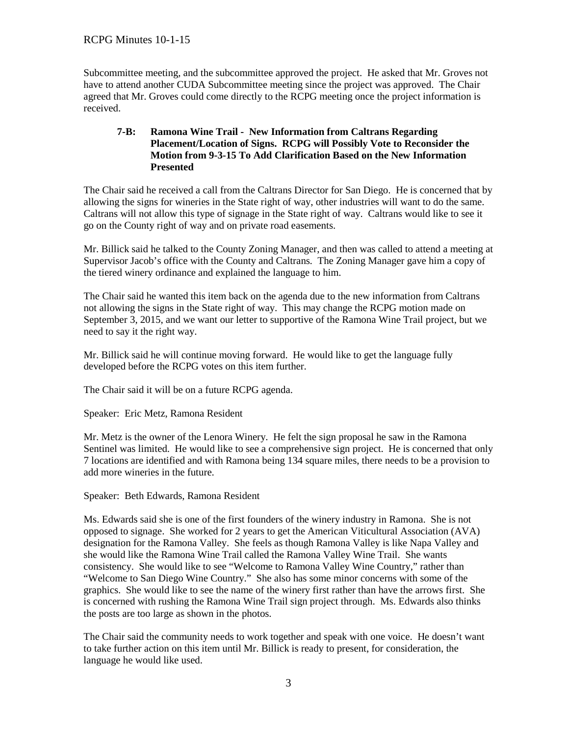Subcommittee meeting, and the subcommittee approved the project. He asked that Mr. Groves not have to attend another CUDA Subcommittee meeting since the project was approved. The Chair agreed that Mr. Groves could come directly to the RCPG meeting once the project information is received.

**7-B: Ramona Wine Trail - New Information from Caltrans Regarding Placement/Location of Signs. RCPG will Possibly Vote to Reconsider the Motion from 9-3-15 To Add Clarification Based on the New Information Presented**

The Chair said he received a call from the Caltrans Director for San Diego. He is concerned that by allowing the signs for wineries in the State right of way, other industries will want to do the same. Caltrans will not allow this type of signage in the State right of way. Caltrans would like to see it go on the County right of way and on private road easements.

Mr. Billick said he talked to the County Zoning Manager, and then was called to attend a meeting at Supervisor Jacob's office with the County and Caltrans. The Zoning Manager gave him a copy of the tiered winery ordinance and explained the language to him.

The Chair said he wanted this item back on the agenda due to the new information from Caltrans not allowing the signs in the State right of way. This may change the RCPG motion made on September 3, 2015, and we want our letter to supportive of the Ramona Wine Trail project, but we need to say it the right way.

Mr. Billick said he will continue moving forward. He would like to get the language fully developed before the RCPG votes on this item further.

The Chair said it will be on a future RCPG agenda.

Speaker: Eric Metz, Ramona Resident

Mr. Metz is the owner of the Lenora Winery. He felt the sign proposal he saw in the Ramona Sentinel was limited. He would like to see a comprehensive sign project. He is concerned that only 7 locations are identified and with Ramona being 134 square miles, there needs to be a provision to add more wineries in the future.

Speaker: Beth Edwards, Ramona Resident

Ms. Edwards said she is one of the first founders of the winery industry in Ramona. She is not opposed to signage. She worked for 2 years to get the American Viticultural Association (AVA) designation for the Ramona Valley. She feels as though Ramona Valley is like Napa Valley and she would like the Ramona Wine Trail called the Ramona Valley Wine Trail. She wants consistency. She would like to see "Welcome to Ramona Valley Wine Country," rather than "Welcome to San Diego Wine Country." She also has some minor concerns with some of the graphics. She would like to see the name of the winery first rather than have the arrows first. She is concerned with rushing the Ramona Wine Trail sign project through. Ms. Edwards also thinks the posts are too large as shown in the photos.

The Chair said the community needs to work together and speak with one voice. He doesn't want to take further action on this item until Mr. Billick is ready to present, for consideration, the language he would like used.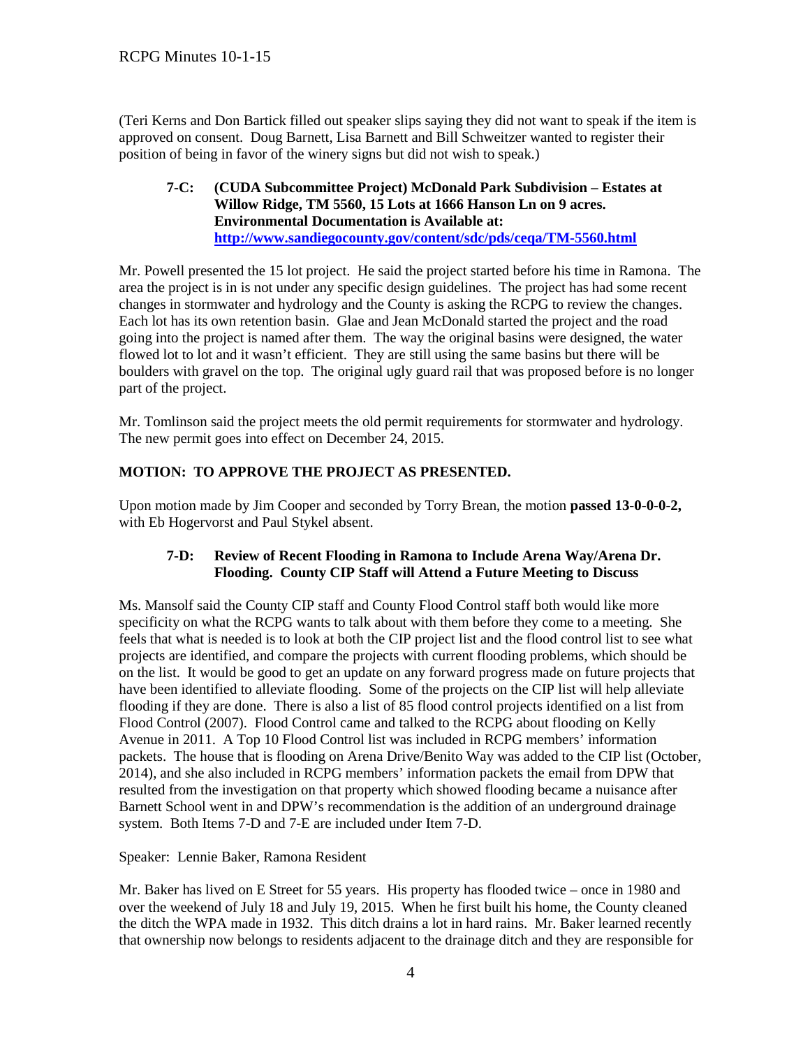(Teri Kerns and Don Bartick filled out speaker slips saying they did not want to speak if the item is approved on consent. Doug Barnett, Lisa Barnett and Bill Schweitzer wanted to register their position of being in favor of the winery signs but did not wish to speak.)

### 7-C: (CUDA Subcommittee Project) McDonald Park Subdivision – Estates at Willow Ridge, TM 5560, 15 Lots at 1666 Hanson Ln on 9 acres. Environmental Documentation is Available at: http://www.sandiegocounty.gov/content/sdc/pds/ceqa/TM-5560.html

Mr. Powell presented the 15 lot project. He said the project started before his time in Ramona. The area the project is in is not under any specific design guidelines. The project has had some recent changes in stormwater and hydrology and the County is asking the RCPG to review the changes. Each lot has its own retention basin. Glae and Jean McDonald started the project and the road going into the project is named after them. The way the original basins were designed, the water flowed lot to lot and it wasn't efficient. They are still using the same basins but there will be boulders with gravel on the top. The original ugly guard rail that was proposed before is no longer part of the project.

Mr. Tomlinson said the project meets the old permit requirements for stormwater and hydrology. The new permit goes into effect on December 24, 2015.

**MOTION: TO APPROVE THE PROJECT AS PRESENTED.**

Upon motion made by Jim Cooper and seconded by Torry Brean, the motion **passed 13-0-0-0-2,** with Eb Hogervorst and Paul Stykel absent.

### 7-D: Review of Recent Flooding in Ramona to Include Arena Way/Arena Dr. Flooding. County CIP Staff will Attend a Future Meeting to Discuss

Ms. Mansolf said the County CIP staff and County Flood Control staff both would like more specificity on what the RCPG wants to talk about with them before they come to a meeting. She feels that what is needed is to look at both the CIP project list and the flood control list to see what projects are identified, and compare the projects with current flooding problems, which should be on the list. It would be good to get an update on any forward progress made on future projects that have been identified to alleviate flooding. Some of the projects on the CIP list will help alleviate flooding if they are done. There is also a list of 85 flood control projects identified on a list from Flood Control (2007). Flood Control came and talked to the RCPG about flooding on Kelly Avenue in 2011. A Top 10 Flood Control list was included in RCPG members' information packets. The house that is flooding on Arena Drive/Benito Way was added to the CIP list (October, 2014), and she also included in RCPG members' information packets the email from DPW that resulted from the investigation on that property which showed flooding became a nuisance after Barnett School went in and DPW's recommendation is the addition of an underground drainage system. Both Items 7-D and 7-E are included under Item 7-D.

Speaker: Lennie Baker, Ramona Resident

Mr. Baker has lived on E Street for 55 years. His property has flooded twice – once in 1980 and over the weekend of July 18 and July 19, 2015. When he first built his home, the County cleaned the ditch the WPA made in 1932. This ditch drains a lot in hard rains. Mr. Baker learned recently that ownership now belongs to residents adjacent to the drainage ditch and they are responsible for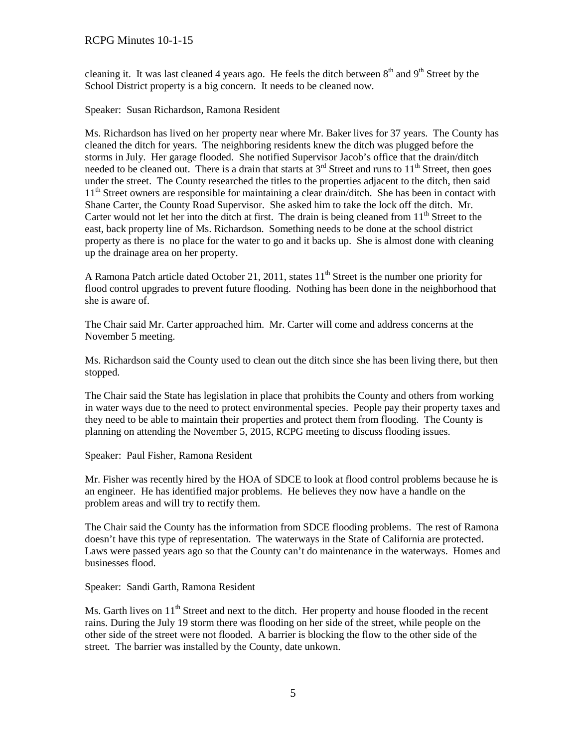cleaning it. It was last cleaned 4 years ago. He feels the ditch between 8th and 9th Street by the School District property is a big concern. It needs to be cleaned now.

Speaker: Susan Richardson, Ramona Resident

Ms. Richardson has lived on her property near where Mr. Baker lives for 37 years. The County has cleaned the ditch for years. The neighboring residents knew the ditch was plugged before the storms in July. Her garage flooded. She notified Supervisor Jacob's office that the drain/ditch needed to be cleaned out. There is a drain that starts at 3rd Street and runs to 11th Street, then goes under the street. The County researched the titles to the properties adjacent to the ditch, then said 11th Street owners are responsible for maintaining a clear drain/ditch. She has been in contact with Shane Carter, the County Road Supervisor. She asked him to take the lock off the ditch. Mr. Carter would not let her into the ditch at first. The drain is being cleaned from 11th Street to the east, back property line of Ms. Richardson. Something needs to be done at the school district property as there is no place for the water to go and it backs up. She is almost done with cleaning up the drainage area on her property.

A Ramona Patch article dated October 21, 2011, states 11th Street is the number one priority for flood control upgrades to prevent future flooding. Nothing has been done in the neighborhood that she is aware of.

The Chair said Mr. Carter approached him. Mr. Carter will come and address concerns at the November 5 meeting.

Ms. Richardson said the County used to clean out the ditch since she has been living there, but then stopped.

The Chair said the State has legislation in place that prohibits the County and others from working in water ways due to the need to protect environmental species. People pay their property taxes and they need to be able to maintain their properties and protect them from flooding. The County is planning on attending the November 5, 2015, RCPG meeting to discuss flooding issues.

Speaker: Paul Fisher, Ramona Resident

Mr. Fisher was recently hired by the HOA of SDCE to look at flood control problems because he is an engineer. He has identified major problems. He believes they now have a handle on the problem areas and will try to rectify them.

The Chair said the County has the information from SDCE flooding problems. The rest of Ramona doesn't have this type of representation. The waterways in the State of California are protected. Laws were passed years ago so that the County can't do maintenance in the waterways. Homes and businesses flood.

Speaker: Sandi Garth, Ramona Resident

Ms. Garth lives on 11th Street and next to the ditch. Her property and house flooded in the recent rains. During the July 19 storm there was flooding on her side of the street, while people on the other side of the street were not flooded. A barrier is blocking the flow to the other side of the street. The barrier was installed by the County, date unkown.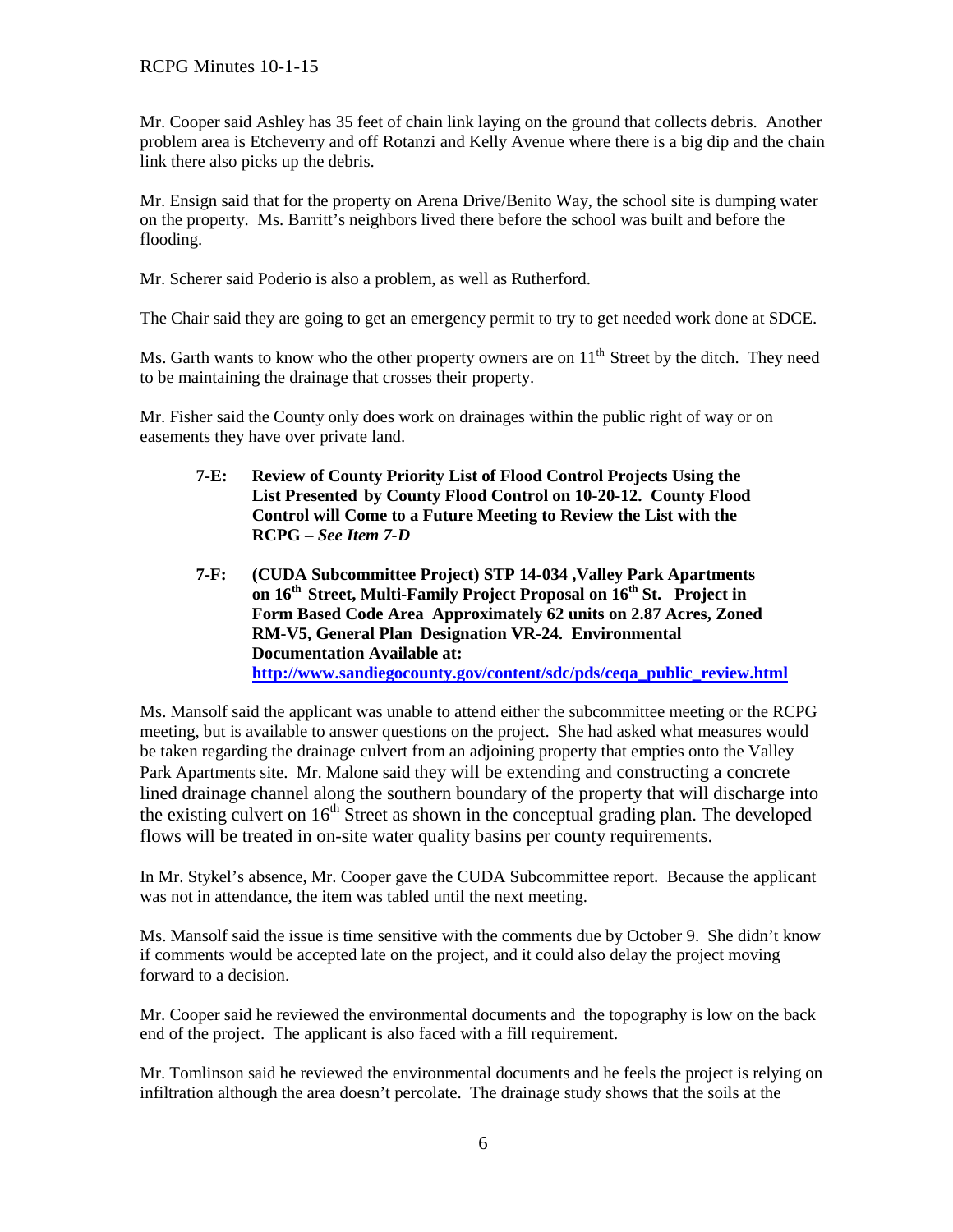Mr. Cooper said Ashley has 35 feet of chain link laying on the ground that collects debris. Another problem area is Etcheverry and off Rotanzi and Kelly Avenue where there is a big dip and the chain link there also picks up the debris.

Mr. Ensign said that for the property on Arena Drive/Benito Way, the school site is dumping water on the property. Ms. Barritt's neighbors lived there before the school was built and before the flooding.

Mr. Scherer said Poderio is also a problem, as well as Rutherford.

The Chair said they are going to get an emergency permit to try to get needed work done at SDCE.

Ms. Garth wants to know who the other property owners are on 11th Street by the ditch. They need to be maintaining the drainage that crosses their property.

Mr. Fisher said the County only does work on drainages within the public right of way or on easements they have over private land.

- **7-E: Review of County Priority List of Flood Control Projects Using the List Presented by County Flood Control on 10-20-12. County Flood Control will Come to a Future Meeting to Review the List with the RCPG –** ***See Item 7-D***

- **7-F: (CUDA Subcommittee Project) STP 14-034 ,Valley Park Apartments on 16th Street, Multi-Family Project Proposal on 16th St. Project in Form Based Code Area Approximately 62 units on 2.87 Acres, Zoned RM-V5, General Plan Designation VR-24. Environmental Documentation Available at: [http://www.sandiegocounty.gov/content/sdc/pds/ceqa_public_review.html](http://www.sandiegocounty.gov/content/sdc/pds/ceqa_public_review.html)**

Ms. Mansolf said the applicant was unable to attend either the subcommittee meeting or the RCPG meeting, but is available to answer questions on the project. She had asked what measures would be taken regarding the drainage culvert from an adjoining property that empties onto the Valley Park Apartments site. Mr. Malone said they will be extending and constructing a concrete lined drainage channel along the southern boundary of the property that will discharge into the existing culvert on 16th Street as shown in the conceptual grading plan. The developed flows will be treated in on-site water quality basins per county requirements.

In Mr. Stykel's absence, Mr. Cooper gave the CUDA Subcommittee report. Because the applicant was not in attendance, the item was tabled until the next meeting.

Ms. Mansolf said the issue is time sensitive with the comments due by October 9. She didn't know if comments would be accepted late on the project, and it could also delay the project moving forward to a decision.

Mr. Cooper said he reviewed the environmental documents and the topography is low on the back end of the project. The applicant is also faced with a fill requirement.

Mr. Tomlinson said he reviewed the environmental documents and he feels the project is relying on infiltration although the area doesn't percolate. The drainage study shows that the soils at the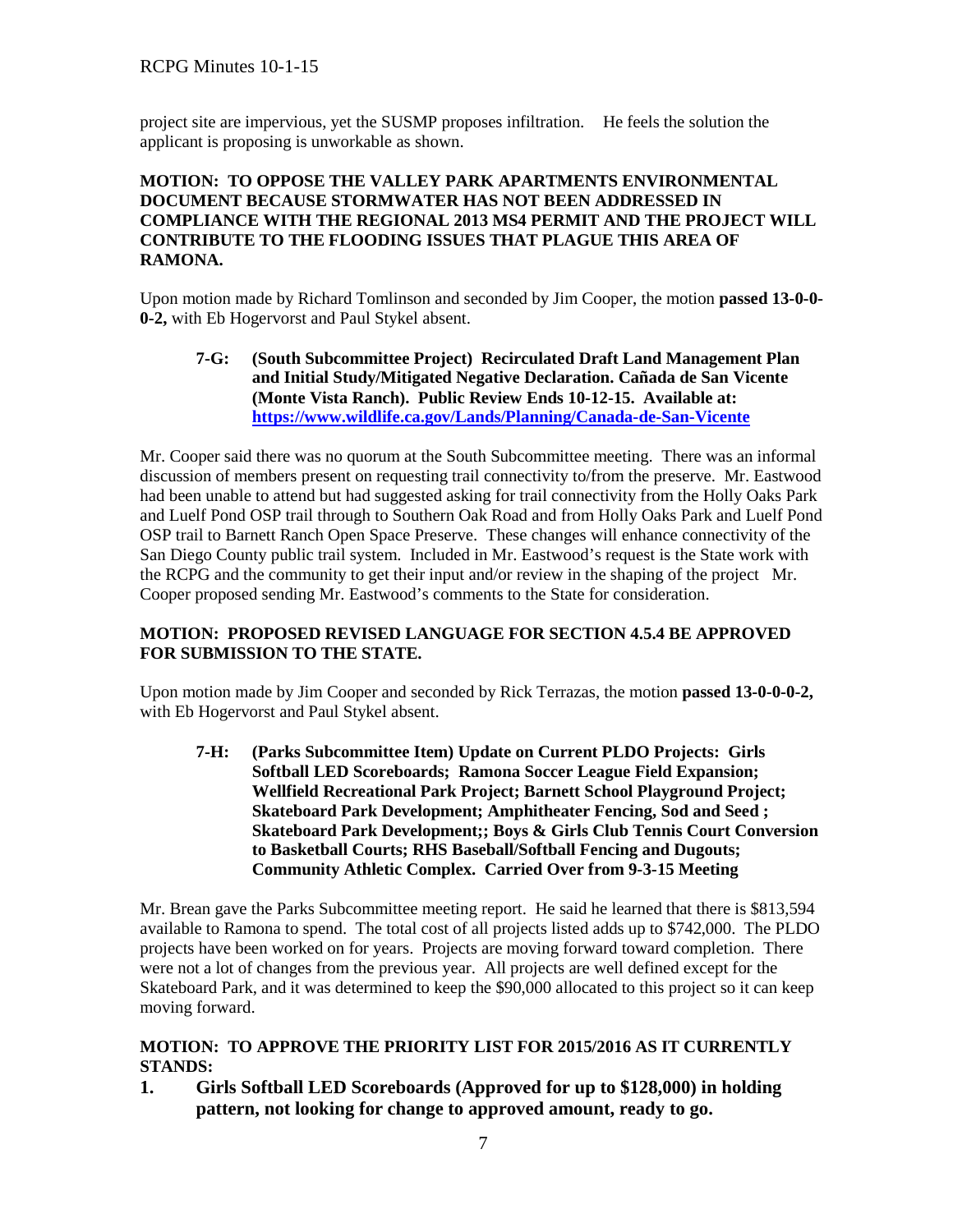project site are impervious, yet the SUSMP proposes infiltration. He feels the solution the applicant is proposing is unworkable as shown.

**MOTION: TO OPPOSE THE VALLEY PARK APARTMENTS ENVIRONMENTAL DOCUMENT BECAUSE STORMWATER HAS NOT BEEN ADDRESSED IN COMPLIANCE WITH THE REGIONAL 2013 MS4 PERMIT AND THE PROJECT WILL CONTRIBUTE TO THE FLOODING ISSUES THAT PLAGUE THIS AREA OF RAMONA.**

Upon motion made by Richard Tomlinson and seconded by Jim Cooper, the motion **passed 13-0-0-0-2,** with Eb Hogervorst and Paul Stykel absent.

**7-G: (South Subcommittee Project) Recirculated Draft Land Management Plan and Initial Study/Mitigated Negative Declaration. Cañada de San Vicente (Monte Vista Ranch). Public Review Ends 10-12-15. Available at: https://www.wildlife.ca.gov/Lands/Planning/Canada-de-San-Vicente**

Mr. Cooper said there was no quorum at the South Subcommittee meeting. There was an informal discussion of members present on requesting trail connectivity to/from the preserve. Mr. Eastwood had been unable to attend but had suggested asking for trail connectivity from the Holly Oaks Park and Luelf Pond OSP trail through to Southern Oak Road and from Holly Oaks Park and Luelf Pond OSP trail to Barnett Ranch Open Space Preserve. These changes will enhance connectivity of the San Diego County public trail system. Included in Mr. Eastwood's request is the State work with the RCPG and the community to get their input and/or review in the shaping of the project Mr. Cooper proposed sending Mr. Eastwood's comments to the State for consideration.

**MOTION: PROPOSED REVISED LANGUAGE FOR SECTION 4.5.4 BE APPROVED FOR SUBMISSION TO THE STATE.**

Upon motion made by Jim Cooper and seconded by Rick Terrazas, the motion **passed 13-0-0-0-2,** with Eb Hogervorst and Paul Stykel absent.

**7-H: (Parks Subcommittee Item) Update on Current PLDO Projects: Girls Softball LED Scoreboards; Ramona Soccer League Field Expansion; Wellfield Recreational Park Project; Barnett School Playground Project; Skateboard Park Development; Amphitheater Fencing, Sod and Seed ; Skateboard Park Development;; Boys & Girls Club Tennis Court Conversion to Basketball Courts; RHS Baseball/Softball Fencing and Dugouts; Community Athletic Complex. Carried Over from 9-3-15 Meeting**

Mr. Brean gave the Parks Subcommittee meeting report. He said he learned that there is $813,594 available to Ramona to spend. The total cost of all projects listed adds up to $742,000. The PLDO projects have been worked on for years. Projects are moving forward toward completion. There were not a lot of changes from the previous year. All projects are well defined except for the Skateboard Park, and it was determined to keep the $90,000 allocated to this project so it can keep moving forward.

**MOTION: TO APPROVE THE PRIORITY LIST FOR 2015/2016 AS IT CURRENTLY STANDS:**

1. **Girls Softball LED Scoreboards (Approved for up to $128,000) in holding pattern, not looking for change to approved amount, ready to go.**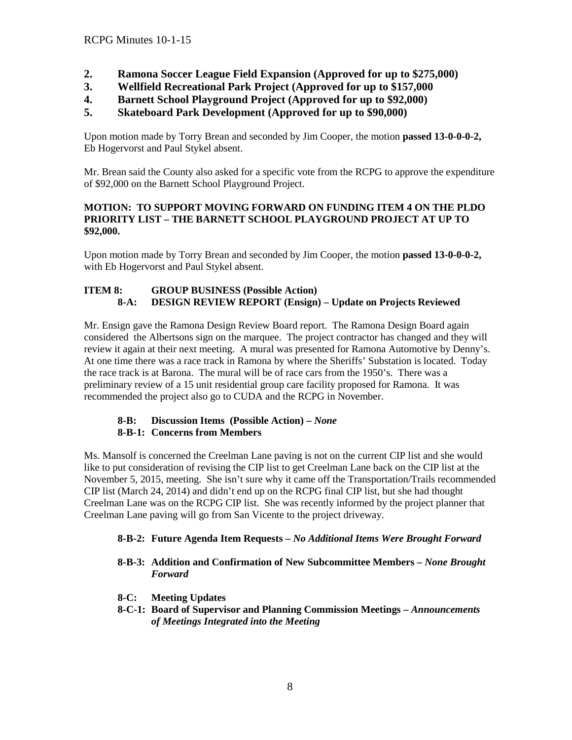2. **Ramona Soccer League Field Expansion (Approved for up to $275,000)**
3. **Wellfield Recreational Park Project (Approved for up to $157,000**
4. **Barnett School Playground Project (Approved for up to $92,000)**
5. **Skateboard Park Development (Approved for up to $90,000)**

Upon motion made by Torry Brean and seconded by Jim Cooper, the motion **passed 13-0-0-0-2,** Eb Hogervorst and Paul Stykel absent.

Mr. Brean said the County also asked for a specific vote from the RCPG to approve the expenditure of $92,000 on the Barnett School Playground Project.

**MOTION: TO SUPPORT MOVING FORWARD ON FUNDING ITEM 4 ON THE PLDO PRIORITY LIST – THE BARNETT SCHOOL PLAYGROUND PROJECT AT UP TO $92,000.**

Upon motion made by Torry Brean and seconded by Jim Cooper, the motion **passed 13-0-0-0-2,** with Eb Hogervorst and Paul Stykel absent.

**ITEM 8: GROUP BUSINESS (Possible Action)**

**8-A: DESIGN REVIEW REPORT (Ensign) – Update on Projects Reviewed**

Mr. Ensign gave the Ramona Design Review Board report. The Ramona Design Board again considered the Albertsons sign on the marquee. The project contractor has changed and they will review it again at their next meeting. A mural was presented for Ramona Automotive by Denny's. At one time there was a race track in Ramona by where the Sheriffs' Substation is located. Today the race track is at Barona. The mural will be of race cars from the 1950's. There was a preliminary review of a 15 unit residential group care facility proposed for Ramona. It was recommended the project also go to CUDA and the RCPG in November.

**8-B: Discussion Items (Possible Action) –** ***None***

**8-B-1: Concerns from Members**

Ms. Mansolf is concerned the Creelman Lane paving is not on the current CIP list and she would like to put consideration of revising the CIP list to get Creelman Lane back on the CIP list at the November 5, 2015, meeting. She isn't sure why it came off the Transportation/Trails recommended CIP list (March 24, 2014) and didn't end up on the RCPG final CIP list, but she had thought Creelman Lane was on the RCPG CIP list. She was recently informed by the project planner that Creelman Lane paving will go from San Vicente to the project driveway.

**8-B-2: Future Agenda Item Requests –** ***No Additional Items Were Brought Forward***

**8-B-3: Addition and Confirmation of New Subcommittee Members –** ***None Brought Forward***

**8-C: Meeting Updates**

**8-C-1: Board of Supervisor and Planning Commission Meetings –** ***Announcements of Meetings Integrated into the Meeting***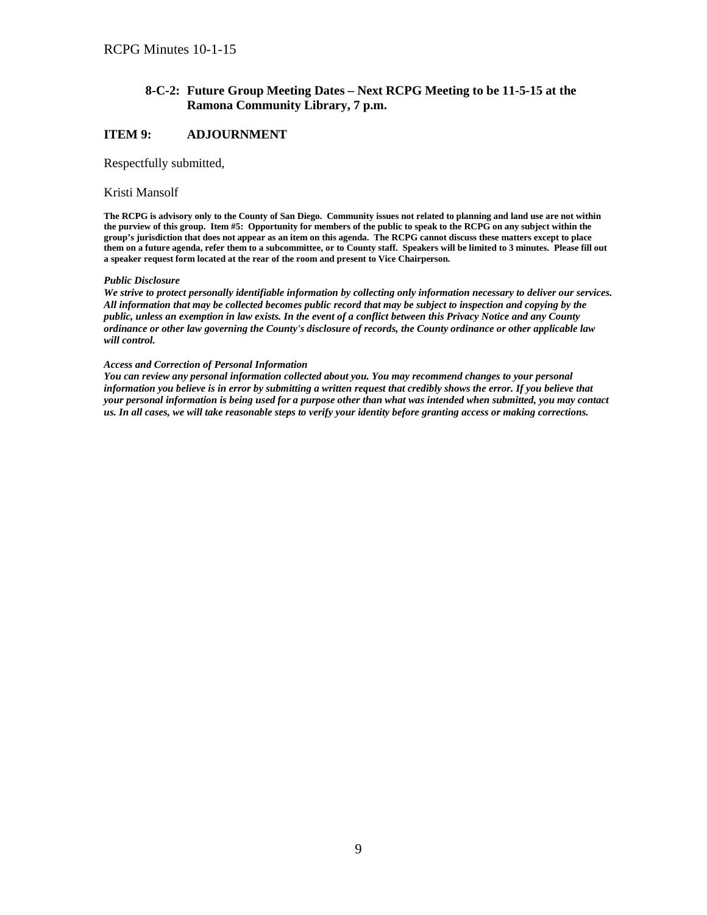**8-C-2: Future Group Meeting Dates – Next RCPG Meeting to be 11-5-15 at the Ramona Community Library, 7 p.m.**

## ITEM 9: ADJOURNMENT

Respectfully submitted,

Kristi Mansolf

**The RCPG is advisory only to the County of San Diego. Community issues not related to planning and land use are not within the purview of this group. Item #5: Opportunity for members of the public to speak to the RCPG on any subject within the group's jurisdiction that does not appear as an item on this agenda. The RCPG cannot discuss these matters except to place them on a future agenda, refer them to a subcommittee, or to County staff. Speakers will be limited to 3 minutes. Please fill out a speaker request form located at the rear of the room and present to Vice Chairperson.**

***Public Disclosure***

***We strive to protect personally identifiable information by collecting only information necessary to deliver our services. All information that may be collected becomes public record that may be subject to inspection and copying by the public, unless an exemption in law exists. In the event of a conflict between this Privacy Notice and any County ordinance or other law governing the County's disclosure of records, the County ordinance or other applicable law will control.***

***Access and Correction of Personal Information***

***You can review any personal information collected about you. You may recommend changes to your personal information you believe is in error by submitting a written request that credibly shows the error. If you believe that your personal information is being used for a purpose other than what was intended when submitted, you may contact us. In all cases, we will take reasonable steps to verify your identity before granting access or making corrections.***